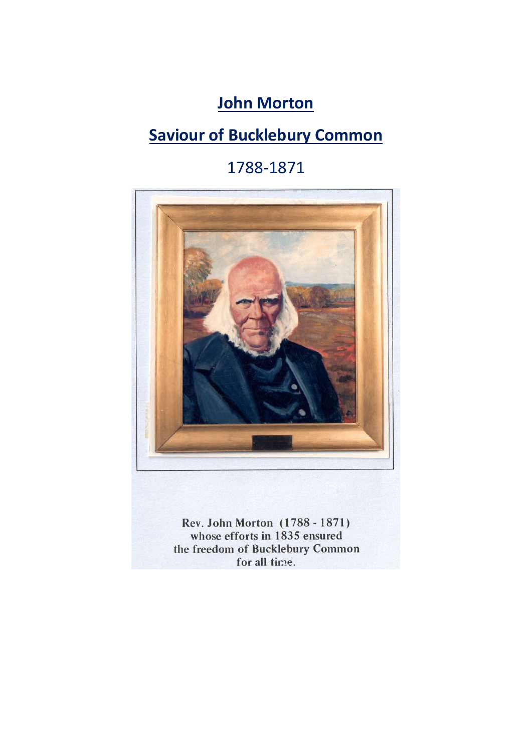# John Morton

## Saviour of Bucklebury Common

1788-1871

Rev. John Morton (1788 - 1871)
whose efforts in 1835 ensured
the freedom of Bucklebury Common
for all time.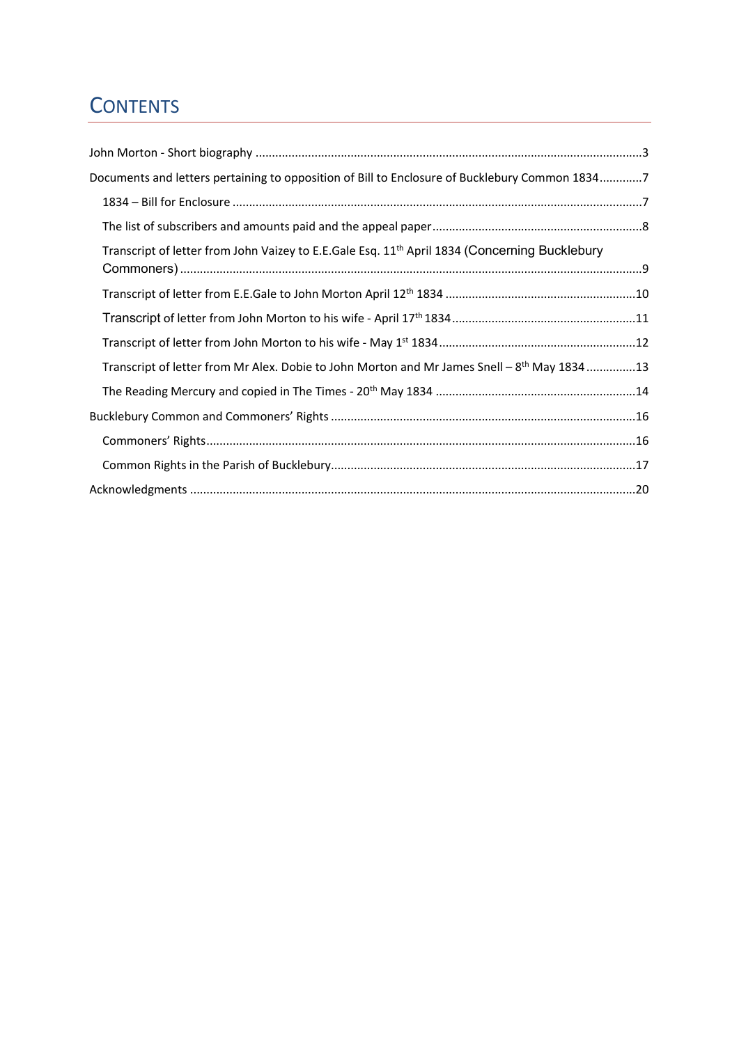# CONTENTS

John Morton - Short biography ....................................................................................................................3

Documents and letters pertaining to opposition of Bill to Enclosure of Bucklebury Common 1834.............7

- 1834 – Bill for Enclosure ...........................................................................................................................7
- The list of subscribers and amounts paid and the appeal paper................................................................8
- Transcript of letter from John Vaizey to E.E.Gale Esq. 11th April 1834 (Concerning Bucklebury Commoners) ...........................................................................................................................................9
- Transcript of letter from E.E.Gale to John Morton April 12th 1834 ..........................................................10
- Transcript of letter from John Morton to his wife - April 17th 1834........................................................11
- Transcript of letter from John Morton to his wife - May 1st 1834............................................................12
- Transcript of letter from Mr Alex. Dobie to John Morton and Mr James Snell – 8th May 1834 ...............13
- The Reading Mercury and copied in The Times - 20th May 1834 .............................................................14

Bucklebury Common and Commoners' Rights ............................................................................................16

- Commoners' Rights..................................................................................................................................16
- Common Rights in the Parish of Bucklebury............................................................................................17

Acknowledgments .......................................................................................................................................20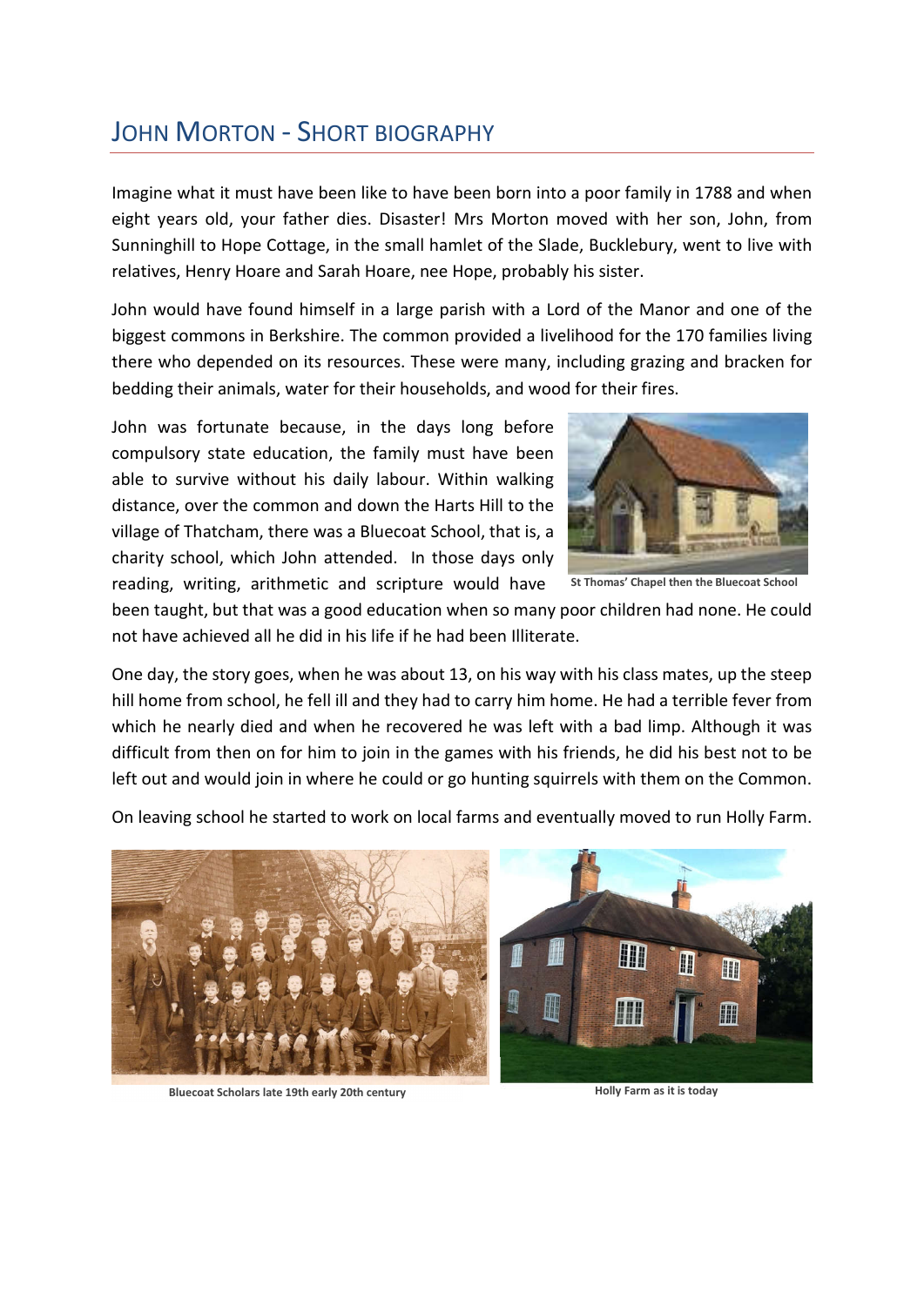## JOHN MORTON - SHORT BIOGRAPHY

Imagine what it must have been like to have been born into a poor family in 1788 and when eight years old, your father dies. Disaster! Mrs Morton moved with her son, John, from Sunninghill to Hope Cottage, in the small hamlet of the Slade, Bucklebury, went to live with relatives, Henry Hoare and Sarah Hoare, nee Hope, probably his sister.

John would have found himself in a large parish with a Lord of the Manor and one of the biggest commons in Berkshire. The common provided a livelihood for the 170 families living there who depended on its resources. These were many, including grazing and bracken for bedding their animals, water for their households, and wood for their fires.

John was fortunate because, in the days long before compulsory state education, the family must have been able to survive without his daily labour. Within walking distance, over the common and down the Harts Hill to the village of Thatcham, there was a Bluecoat School, that is, a charity school, which John attended. In those days only reading, writing, arithmetic and scripture would have been taught, but that was a good education when so many poor children had none. He could not have achieved all he did in his life if he had been Illiterate.

St Thomas' Chapel then the Bluecoat School

One day, the story goes, when he was about 13, on his way with his class mates, up the steep hill home from school, he fell ill and they had to carry him home. He had a terrible fever from which he nearly died and when he recovered he was left with a bad limp. Although it was difficult from then on for him to join in the games with his friends, he did his best not to be left out and would join in where he could or go hunting squirrels with them on the Common.

On leaving school he started to work on local farms and eventually moved to run Holly Farm.

Bluecoat Scholars late 19th early 20th century

Holly Farm as it is today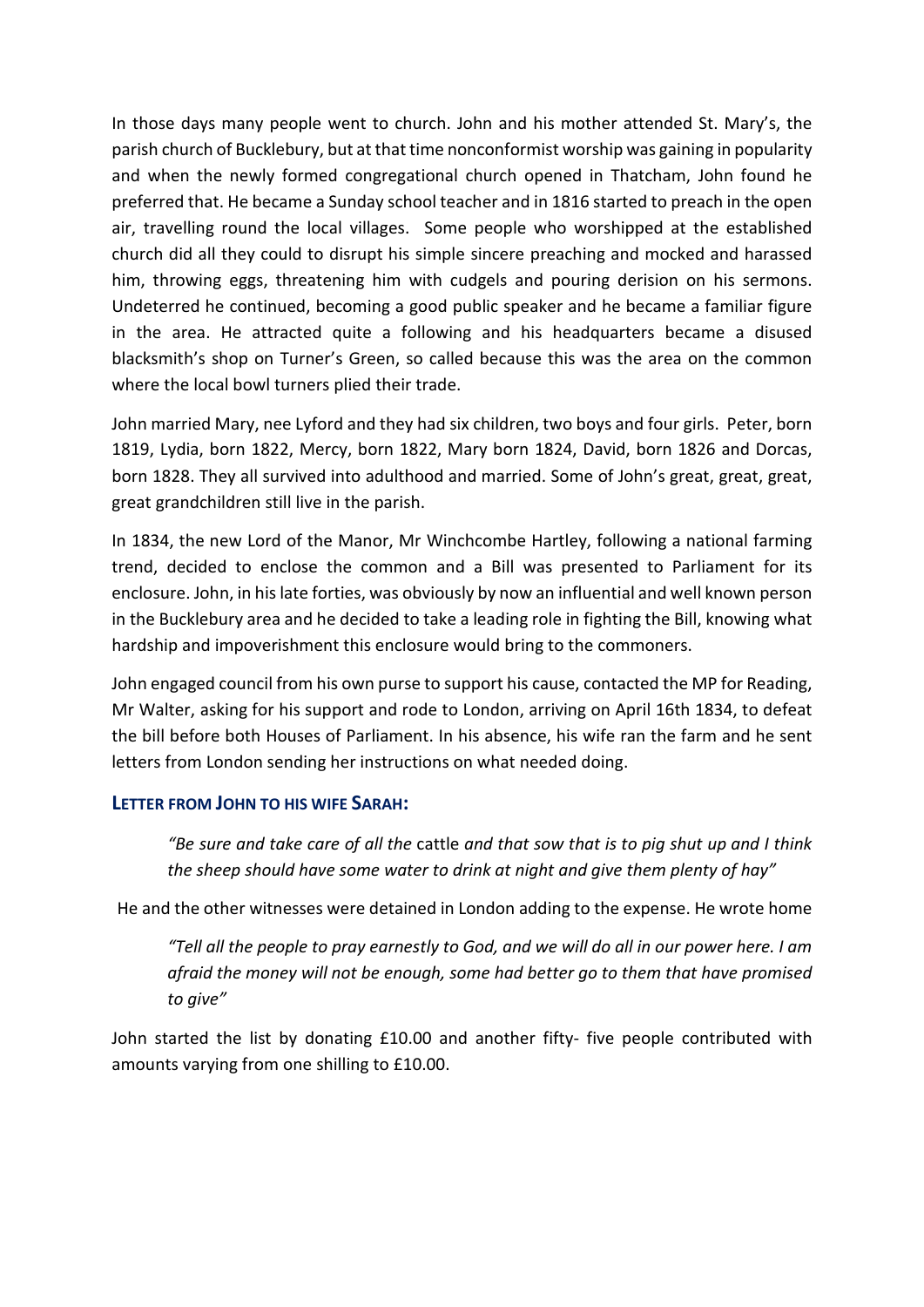In those days many people went to church. John and his mother attended St. Mary's, the parish church of Bucklebury, but at that time nonconformist worship was gaining in popularity and when the newly formed congregational church opened in Thatcham, John found he preferred that. He became a Sunday school teacher and in 1816 started to preach in the open air, travelling round the local villages. Some people who worshipped at the established church did all they could to disrupt his simple sincere preaching and mocked and harassed him, throwing eggs, threatening him with cudgels and pouring derision on his sermons. Undeterred he continued, becoming a good public speaker and he became a familiar figure in the area. He attracted quite a following and his headquarters became a disused blacksmith's shop on Turner's Green, so called because this was the area on the common where the local bowl turners plied their trade.

John married Mary, nee Lyford and they had six children, two boys and four girls. Peter, born 1819, Lydia, born 1822, Mercy, born 1822, Mary born 1824, David, born 1826 and Dorcas, born 1828. They all survived into adulthood and married. Some of John's great, great, great, great grandchildren still live in the parish.

In 1834, the new Lord of the Manor, Mr Winchcombe Hartley, following a national farming trend, decided to enclose the common and a Bill was presented to Parliament for its enclosure. John, in his late forties, was obviously by now an influential and well known person in the Bucklebury area and he decided to take a leading role in fighting the Bill, knowing what hardship and impoverishment this enclosure would bring to the commoners.

John engaged council from his own purse to support his cause, contacted the MP for Reading, Mr Walter, asking for his support and rode to London, arriving on April 16th 1834, to defeat the bill before both Houses of Parliament. In his absence, his wife ran the farm and he sent letters from London sending her instructions on what needed doing.

### LETTER FROM JOHN TO HIS WIFE SARAH:

> *"Be sure and take care of all the* cattle *and that sow that is to pig shut up and I think the sheep should have some water to drink at night and give them plenty of hay"*

He and the other witnesses were detained in London adding to the expense. He wrote home

> *"Tell all the people to pray earnestly to God, and we will do all in our power here. I am afraid the money will not be enough, some had better go to them that have promised to give"*

John started the list by donating £10.00 and another fifty- five people contributed with amounts varying from one shilling to £10.00.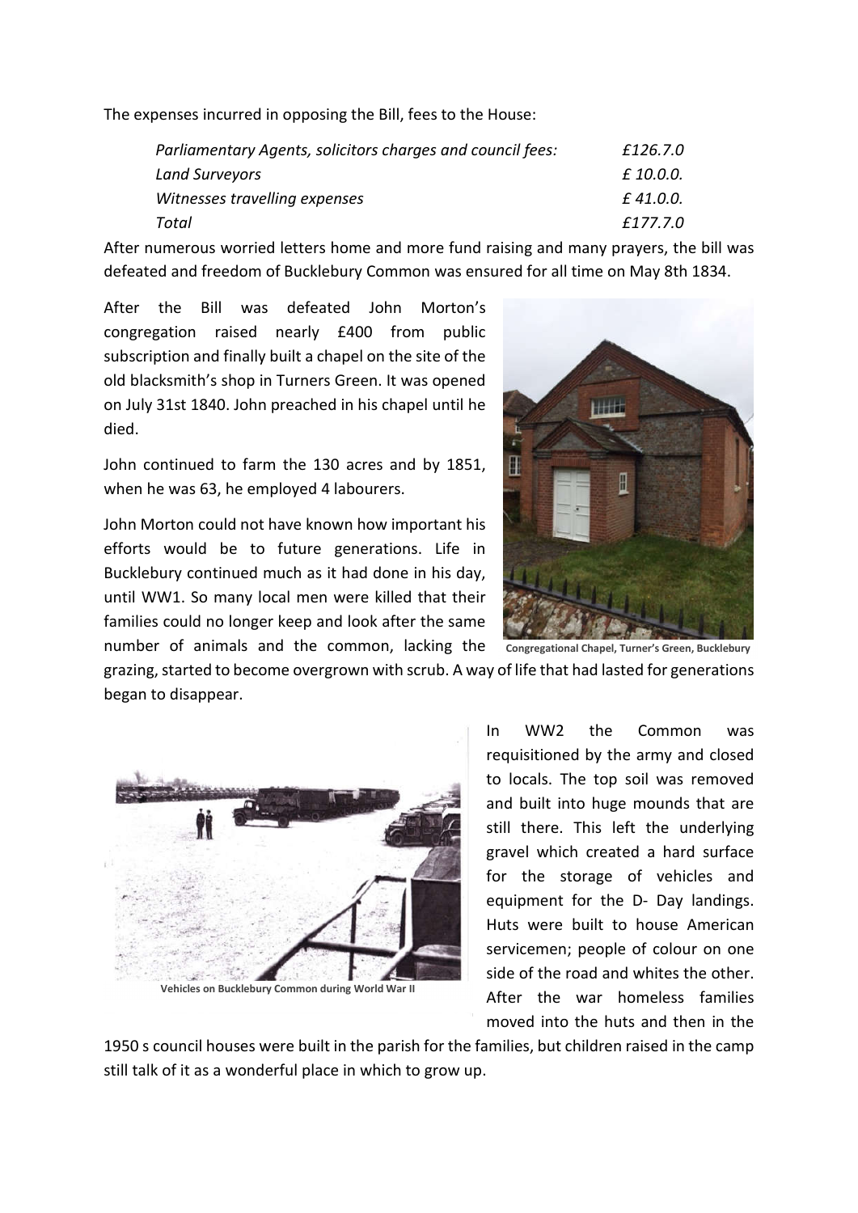The expenses incurred in opposing the Bill, fees to the House:

| | |
|---|---|
| *Parliamentary Agents, solicitors charges and council fees:* | *£126.7.0* |
| *Land Surveyors* | *£ 10.0.0.* |
| *Witnesses travelling expenses* | *£ 41.0.0.* |
| *Total* | *£177.7.0* |

After numerous worried letters home and more fund raising and many prayers, the bill was defeated and freedom of Bucklebury Common was ensured for all time on May 8th 1834.

After the Bill was defeated John Morton's congregation raised nearly £400 from public subscription and finally built a chapel on the site of the old blacksmith's shop in Turners Green. It was opened on July 31st 1840. John preached in his chapel until he died.

Congregational Chapel, Turner's Green, Bucklebury

John continued to farm the 130 acres and by 1851, when he was 63, he employed 4 labourers.

John Morton could not have known how important his efforts would be to future generations. Life in Bucklebury continued much as it had done in his day, until WW1. So many local men were killed that their families could no longer keep and look after the same number of animals and the common, lacking the grazing, started to become overgrown with scrub. A way of life that had lasted for generations began to disappear.

Vehicles on Bucklebury Common during World War II

In WW2 the Common was requisitioned by the army and closed to locals. The top soil was removed and built into huge mounds that are still there. This left the underlying gravel which created a hard surface for the storage of vehicles and equipment for the D- Day landings. Huts were built to house American servicemen; people of colour on one side of the road and whites the other. After the war homeless families moved into the huts and then in the 1950 s council houses were built in the parish for the families, but children raised in the camp still talk of it as a wonderful place in which to grow up.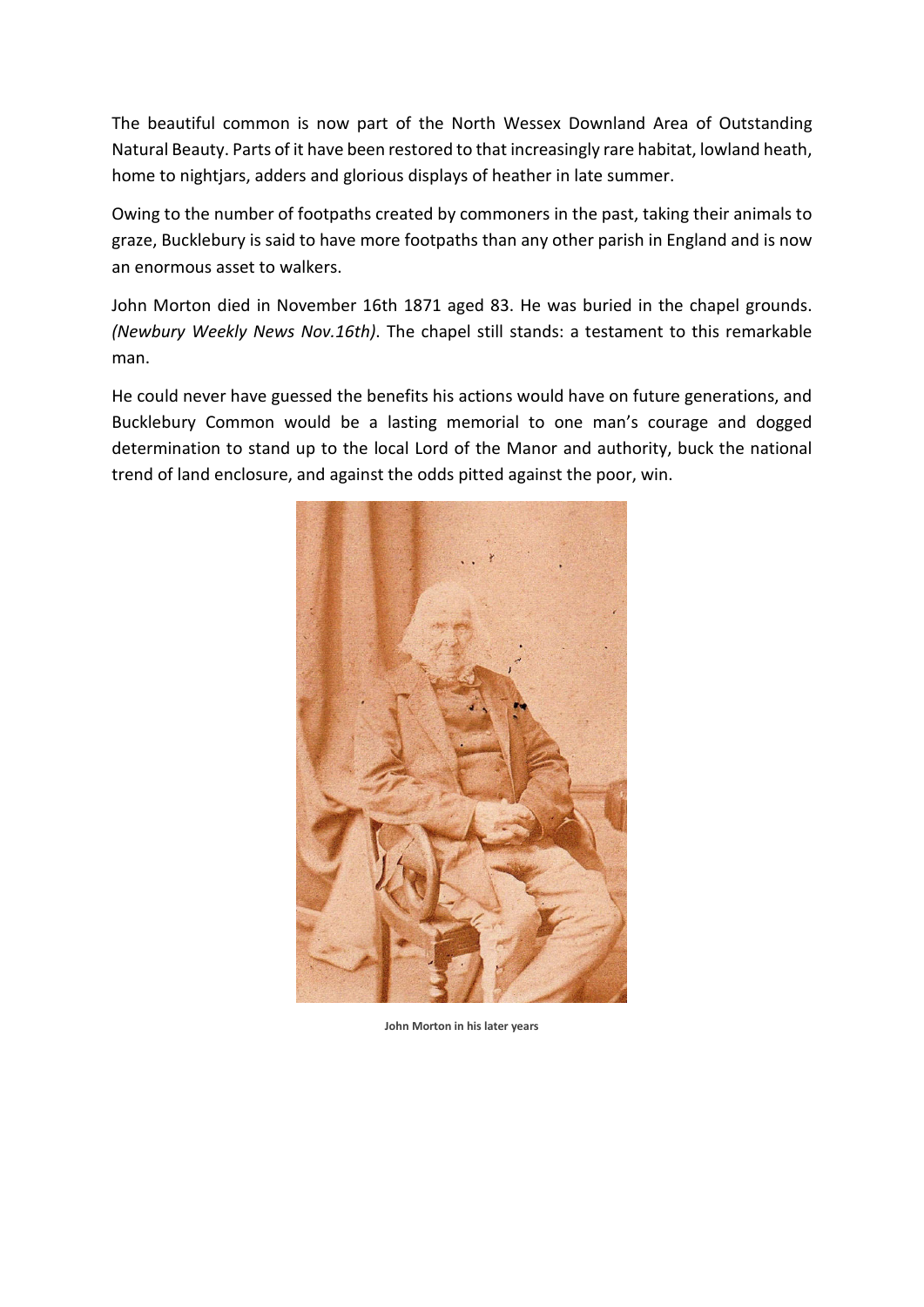The beautiful common is now part of the North Wessex Downland Area of Outstanding Natural Beauty. Parts of it have been restored to that increasingly rare habitat, lowland heath, home to nightjars, adders and glorious displays of heather in late summer.

Owing to the number of footpaths created by commoners in the past, taking their animals to graze, Bucklebury is said to have more footpaths than any other parish in England and is now an enormous asset to walkers.

John Morton died in November 16th 1871 aged 83. He was buried in the chapel grounds. *(Newbury Weekly News Nov.16th)*. The chapel still stands: a testament to this remarkable man.

He could never have guessed the benefits his actions would have on future generations, and Bucklebury Common would be a lasting memorial to one man's courage and dogged determination to stand up to the local Lord of the Manor and authority, buck the national trend of land enclosure, and against the odds pitted against the poor, win.

**John Morton in his later years**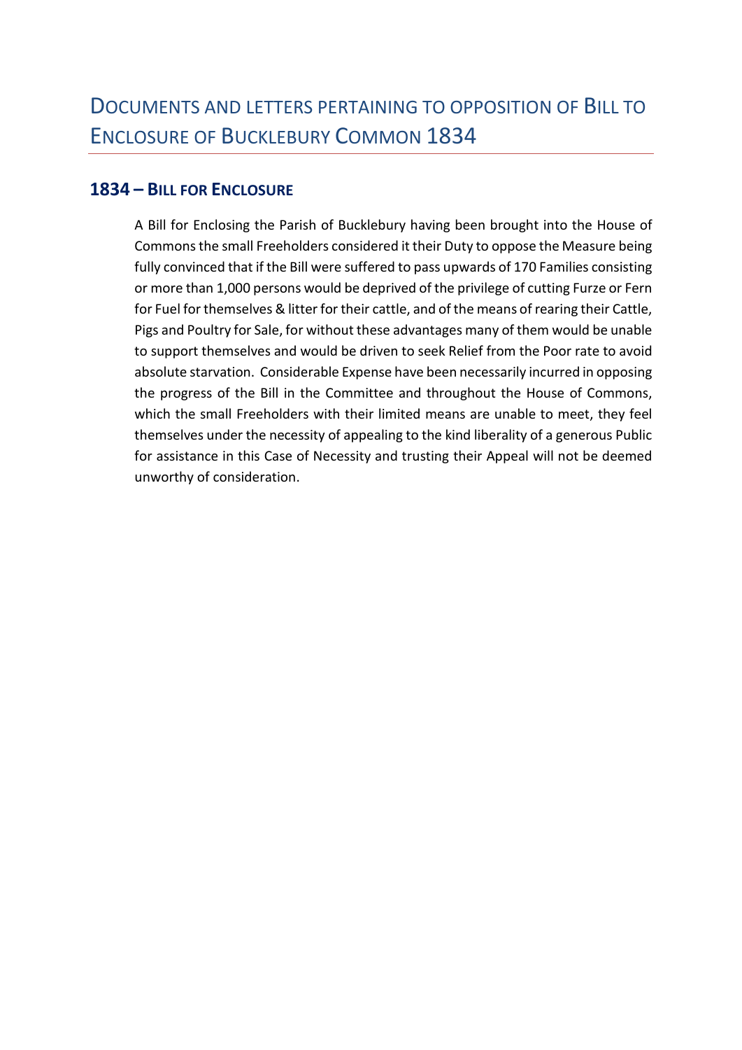# Documents and letters pertaining to opposition of Bill to Enclosure of Bucklebury Common 1834

## 1834 – Bill for Enclosure

A Bill for Enclosing the Parish of Bucklebury having been brought into the House of Commons the small Freeholders considered it their Duty to oppose the Measure being fully convinced that if the Bill were suffered to pass upwards of 170 Families consisting or more than 1,000 persons would be deprived of the privilege of cutting Furze or Fern for Fuel for themselves & litter for their cattle, and of the means of rearing their Cattle, Pigs and Poultry for Sale, for without these advantages many of them would be unable to support themselves and would be driven to seek Relief from the Poor rate to avoid absolute starvation. Considerable Expense have been necessarily incurred in opposing the progress of the Bill in the Committee and throughout the House of Commons, which the small Freeholders with their limited means are unable to meet, they feel themselves under the necessity of appealing to the kind liberality of a generous Public for assistance in this Case of Necessity and trusting their Appeal will not be deemed unworthy of consideration.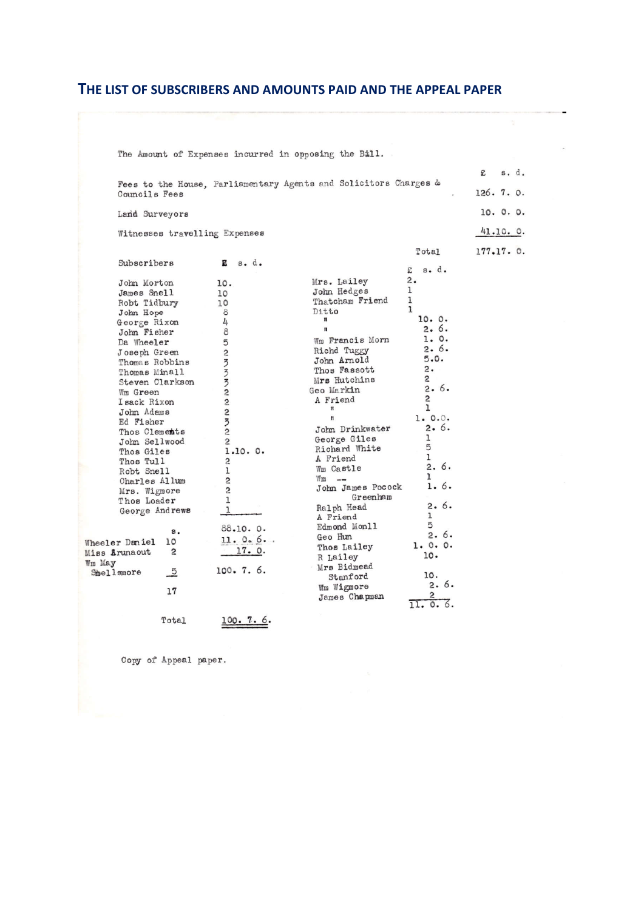## THE LIST OF SUBSCRIBERS AND AMOUNTS PAID AND THE APPEAL PAPER

The Amount of Expenses incurred in opposing the Bill.

| | £ s. d. |
|---|---|
| Fees to the House, Parliamentary Agents and Solicitors Charges & Councils Fees | 126. 7. 0. |
| Land Surveyors | 10. 0. 0. |
| Witnesses travelling Expenses | 41.10. 0. |
| Total | 177.17. 0. |

| Subscribers | £ s. d. |
|---|---|
| John Morton | 10. |
| James Snell | 10 |
| Robt Tidbury | 10 |
| John Hope | 8 |
| George Rixon | 4 |
| John Fisher | 8 |
| Da Wheeler | 5 |
| Joseph Green | 2 |
| Thomas Robbins | 3 |
| Thomas Minall | 3 |
| Steven Clarkson | 3 |
| Wm Green | 2 |
| Isack Rixon | 2 |
| John Adams | 2 |
| Ed Fisher | 3 |
| Thos Clements | 2 |
| John Sellwood | 2 |
| Thos Giles | 1.10. 0. |
| Thos Tull | 2 |
| Robt Snell | 1 |
| Charles Allum | 2 |
| Mrs. Wigmore | 2 |
| Thos Loader | 1 |
| George Andrews | 1 |
| | 88.10. 0. |
| | 11. 0. 6. |
| | 17. 0. |
| | 100. 7. 6. |

| | s. |
|---|---|
| Wheeler Daniel | 10 |
| Miss Arunaout | 2 |
| Wm May Shellsmore | 5 |
| | 17 |

Total 100. 7. 6.

| | £ s. d. |
|---|---|
| Mrs. Lailey | 2. |
| John Hedges | 1 |
| Thatcham Friend | 1 |
| Ditto | 1 |
| " | 10. 0. |
| " | 2. 6. |
| Wm Francis Morn | 1. 0. |
| Richd Tuggy | 2. 6. |
| John Arnold | 5.0. |
| Thos Fassott | 2. |
| Mrs Hutchins | 2 |
| Geo Markin | 2. 6. |
| A Friend | 2 |
| " | 1 |
| " | 1. 0.0. |
| John Drinkwater | 2. 6. |
| George Giles | 1 |
| Richard White | 5 |
| A Friend | 1 |
| Wm Castle | 2. 6. |
| Wm -- | 1 |
| John James Pocock Greenham | 1. 6. |
| Ralph Head | 2. 6. |
| A Friend | 1 |
| Edmond Monll | 5 |
| Geo Hun | 2. 6. |
| Thos Lailey | 1. 0. 0. |
| R Lailey | 10. |
| Mrs Bidmead Stanford | 10. |
| Wm Wigmore | 2. 6. |
| James Chapman | 2 |
| | 11. 0. 6. |

Copy of Appeal paper.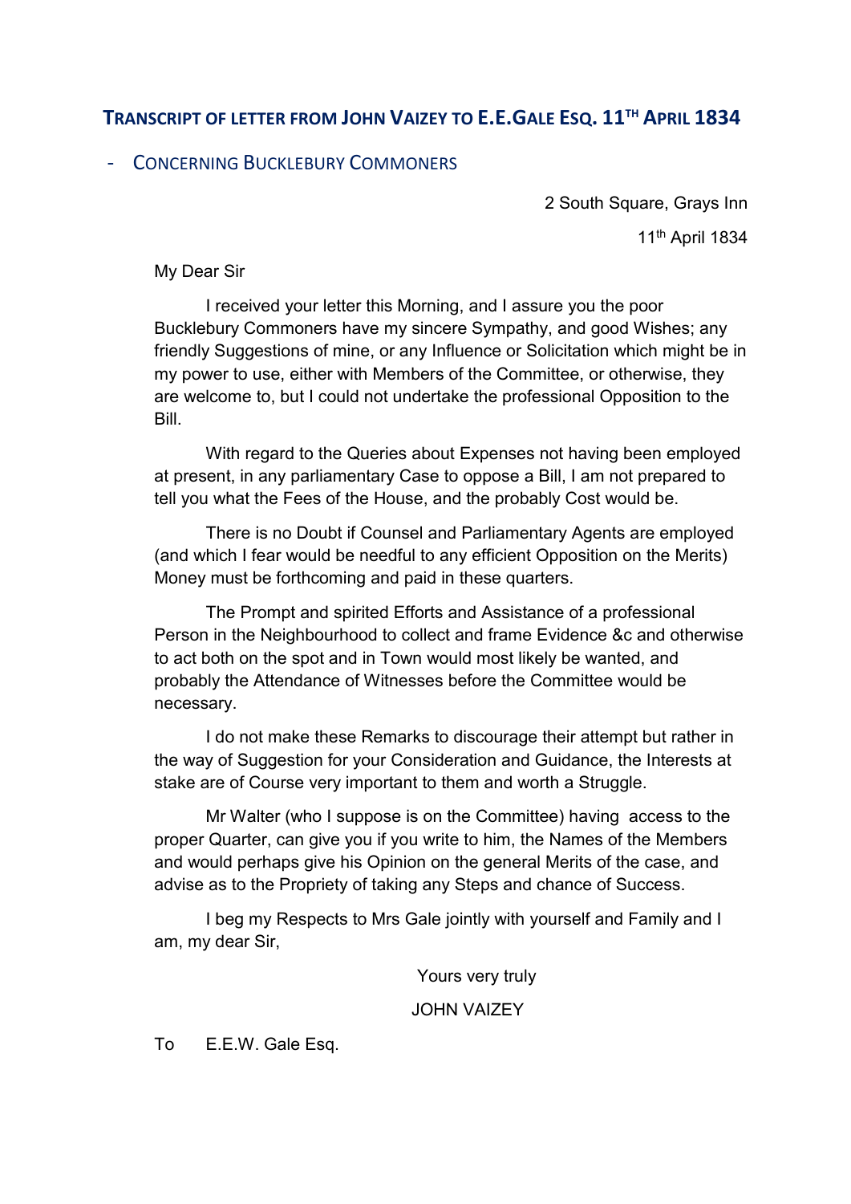## Transcript of letter from John Vaizey to E.E.Gale Esq. 11th April 1834

- Concerning Bucklebury Commoners

2 South Square, Grays Inn

11th April 1834

My Dear Sir

I received your letter this Morning, and I assure you the poor Bucklebury Commoners have my sincere Sympathy, and good Wishes; any friendly Suggestions of mine, or any Influence or Solicitation which might be in my power to use, either with Members of the Committee, or otherwise, they are welcome to, but I could not undertake the professional Opposition to the Bill.

With regard to the Queries about Expenses not having been employed at present, in any parliamentary Case to oppose a Bill, I am not prepared to tell you what the Fees of the House, and the probably Cost would be.

There is no Doubt if Counsel and Parliamentary Agents are employed (and which I fear would be needful to any efficient Opposition on the Merits) Money must be forthcoming and paid in these quarters.

The Prompt and spirited Efforts and Assistance of a professional Person in the Neighbourhood to collect and frame Evidence &c and otherwise to act both on the spot and in Town would most likely be wanted, and probably the Attendance of Witnesses before the Committee would be necessary.

I do not make these Remarks to discourage their attempt but rather in the way of Suggestion for your Consideration and Guidance, the Interests at stake are of Course very important to them and worth a Struggle.

Mr Walter (who I suppose is on the Committee) having access to the proper Quarter, can give you if you write to him, the Names of the Members and would perhaps give his Opinion on the general Merits of the case, and advise as to the Propriety of taking any Steps and chance of Success.

I beg my Respects to Mrs Gale jointly with yourself and Family and I am, my dear Sir,

Yours very truly

JOHN VAIZEY

To E.E.W. Gale Esq.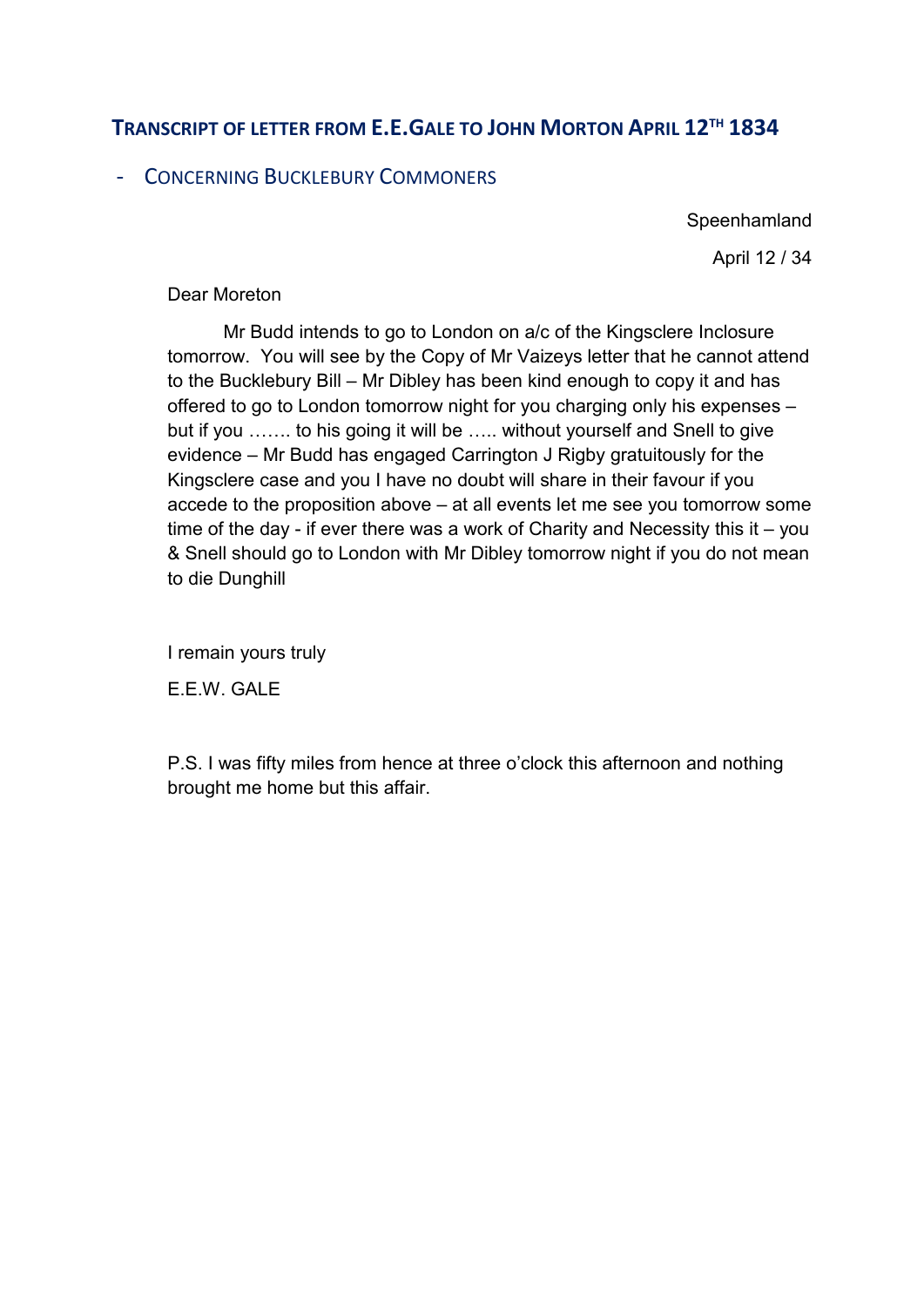## Transcript of letter from E.E.Gale to John Morton April 12[th] 1834

- Concerning Bucklebury Commoners

Speenhamland

April 12 / 34

Dear Moreton

Mr Budd intends to go to London on a/c of the Kingsclere Inclosure tomorrow. You will see by the Copy of Mr Vaizeys letter that he cannot attend to the Bucklebury Bill – Mr Dibley has been kind enough to copy it and has offered to go to London tomorrow night for you charging only his expenses – but if you ……. to his going it will be ….. without yourself and Snell to give evidence – Mr Budd has engaged Carrington J Rigby gratuitously for the Kingsclere case and you I have no doubt will share in their favour if you accede to the proposition above – at all events let me see you tomorrow some time of the day - if ever there was a work of Charity and Necessity this it – you & Snell should go to London with Mr Dibley tomorrow night if you do not mean to die Dunghill

I remain yours truly

E.E.W. GALE

P.S. I was fifty miles from hence at three o'clock this afternoon and nothing brought me home but this affair.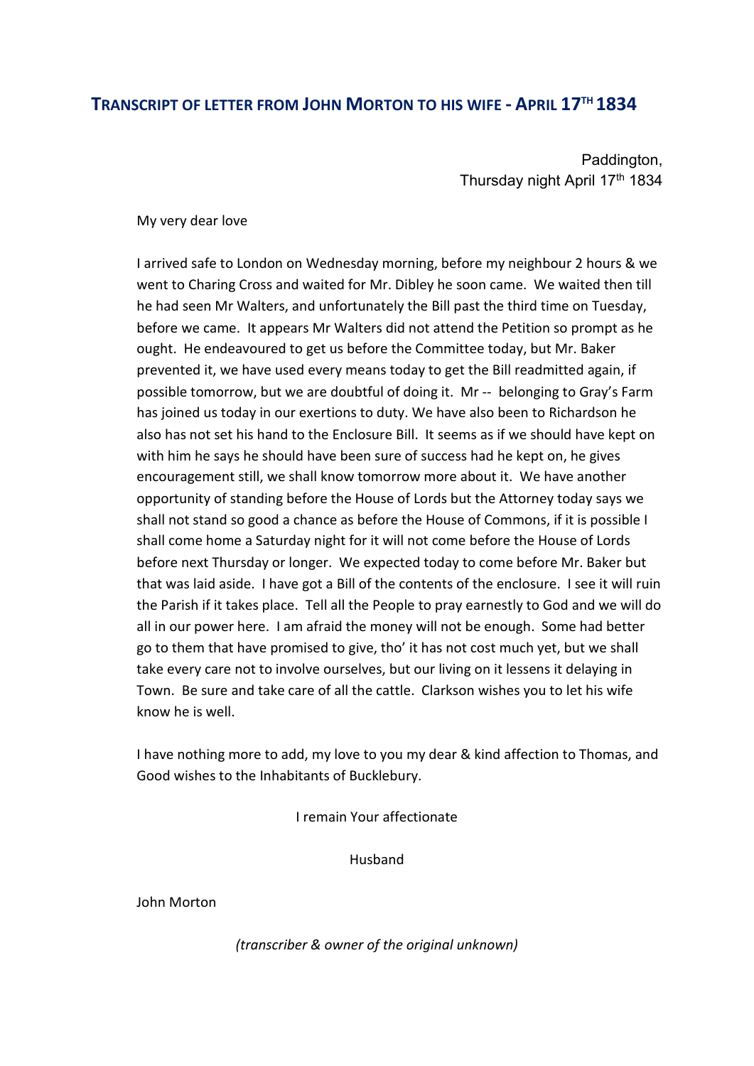## Transcript of letter from John Morton to his wife - April 17th 1834

Paddington,
Thursday night April 17th 1834

My very dear love

I arrived safe to London on Wednesday morning, before my neighbour 2 hours & we went to Charing Cross and waited for Mr. Dibley he soon came. We waited then till he had seen Mr Walters, and unfortunately the Bill past the third time on Tuesday, before we came. It appears Mr Walters did not attend the Petition so prompt as he ought. He endeavoured to get us before the Committee today, but Mr. Baker prevented it, we have used every means today to get the Bill readmitted again, if possible tomorrow, but we are doubtful of doing it. Mr -- belonging to Gray's Farm has joined us today in our exertions to duty. We have also been to Richardson he also has not set his hand to the Enclosure Bill. It seems as if we should have kept on with him he says he should have been sure of success had he kept on, he gives encouragement still, we shall know tomorrow more about it. We have another opportunity of standing before the House of Lords but the Attorney today says we shall not stand so good a chance as before the House of Commons, if it is possible I shall come home a Saturday night for it will not come before the House of Lords before next Thursday or longer. We expected today to come before Mr. Baker but that was laid aside. I have got a Bill of the contents of the enclosure. I see it will ruin the Parish if it takes place. Tell all the People to pray earnestly to God and we will do all in our power here. I am afraid the money will not be enough. Some had better go to them that have promised to give, tho' it has not cost much yet, but we shall take every care not to involve ourselves, but our living on it lessens it delaying in Town. Be sure and take care of all the cattle. Clarkson wishes you to let his wife know he is well.

I have nothing more to add, my love to you my dear & kind affection to Thomas, and Good wishes to the Inhabitants of Bucklebury.

I remain Your affectionate

Husband

John Morton

*(transcriber & owner of the original unknown)*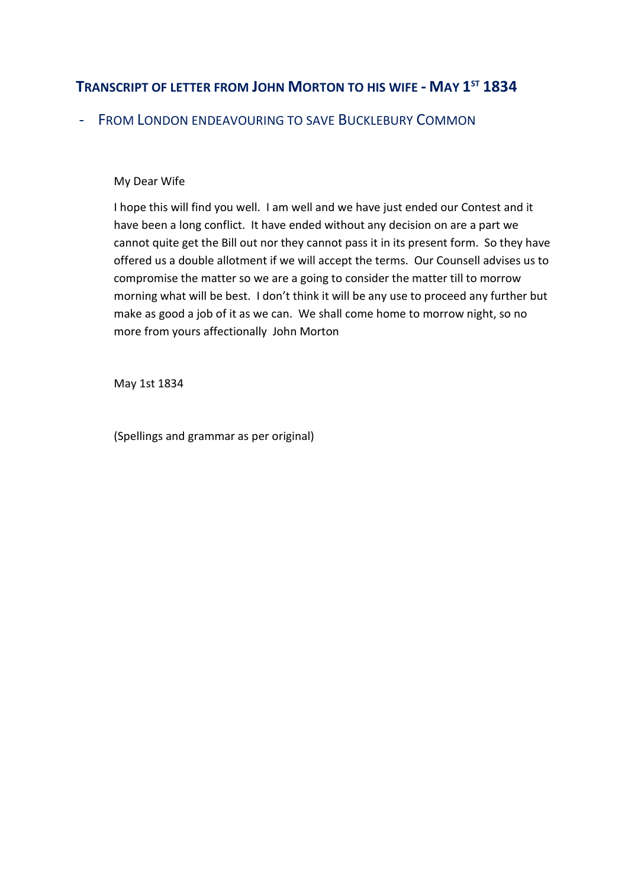## Transcript of letter from John Morton to his wife - May 1st 1834

### - From London endeavouring to save Bucklebury Common

My Dear Wife

I hope this will find you well. I am well and we have just ended our Contest and it have been a long conflict. It have ended without any decision on are a part we cannot quite get the Bill out nor they cannot pass it in its present form. So they have offered us a double allotment if we will accept the terms. Our Counsell advises us to compromise the matter so we are a going to consider the matter till to morrow morning what will be best. I don't think it will be any use to proceed any further but make as good a job of it as we can. We shall come home to morrow night, so no more from yours affectionally John Morton

May 1st 1834

(Spellings and grammar as per original)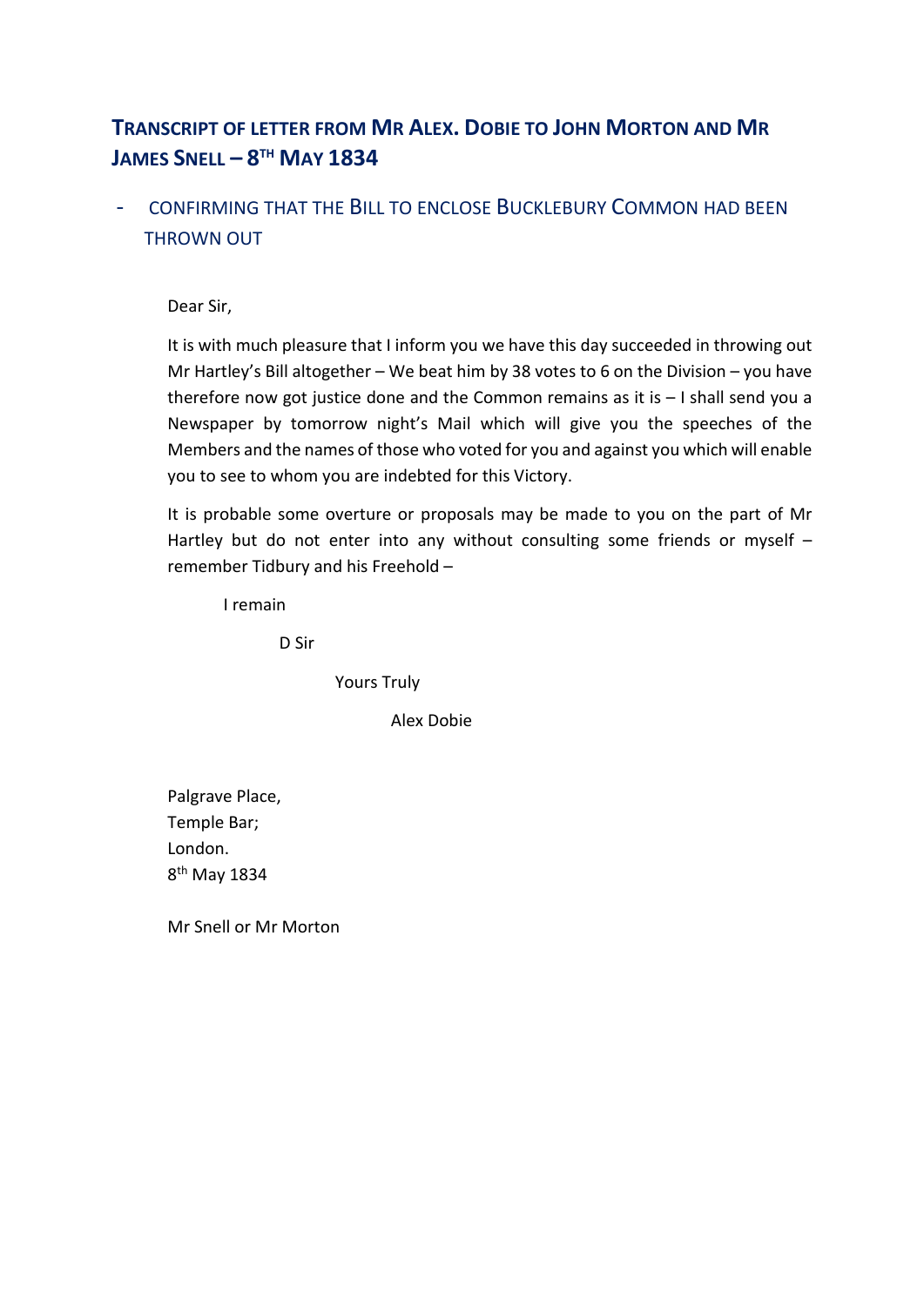## Transcript of letter from Mr Alex. Dobie to John Morton and Mr James Snell – 8th May 1834

- Confirming that the Bill to enclose Bucklebury Common had been thrown out

Dear Sir,

It is with much pleasure that I inform you we have this day succeeded in throwing out Mr Hartley's Bill altogether – We beat him by 38 votes to 6 on the Division – you have therefore now got justice done and the Common remains as it is – I shall send you a Newspaper by tomorrow night's Mail which will give you the speeches of the Members and the names of those who voted for you and against you which will enable you to see to whom you are indebted for this Victory.

It is probable some overture or proposals may be made to you on the part of Mr Hartley but do not enter into any without consulting some friends or myself – remember Tidbury and his Freehold –

I remain

D Sir

Yours Truly

Alex Dobie

Palgrave Place,
Temple Bar;
London.
8th May 1834

Mr Snell or Mr Morton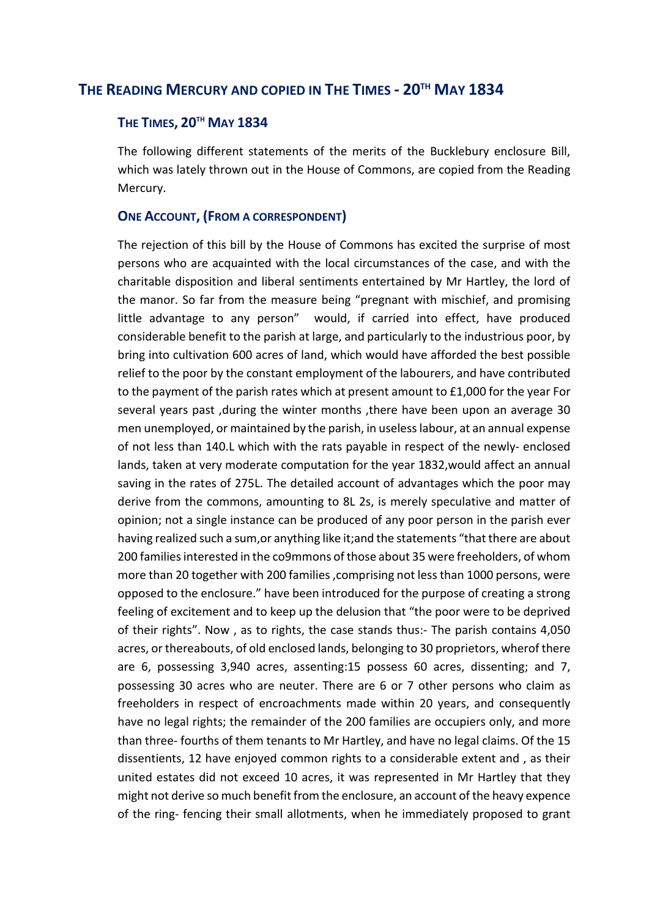## The Reading Mercury and copied in The Times - 20th May 1834

### The Times, 20th May 1834

The following different statements of the merits of the Bucklebury enclosure Bill, which was lately thrown out in the House of Commons, are copied from the Reading Mercury.

### One Account, (from a correspondent)

The rejection of this bill by the House of Commons has excited the surprise of most persons who are acquainted with the local circumstances of the case, and with the charitable disposition and liberal sentiments entertained by Mr Hartley, the lord of the manor. So far from the measure being "pregnant with mischief, and promising little advantage to any person" would, if carried into effect, have produced considerable benefit to the parish at large, and particularly to the industrious poor, by bring into cultivation 600 acres of land, which would have afforded the best possible relief to the poor by the constant employment of the labourers, and have contributed to the payment of the parish rates which at present amount to £1,000 for the year For several years past ,during the winter months ,there have been upon an average 30 men unemployed, or maintained by the parish, in useless labour, at an annual expense of not less than 140.L which with the rats payable in respect of the newly- enclosed lands, taken at very moderate computation for the year 1832,would affect an annual saving in the rates of 275L. The detailed account of advantages which the poor may derive from the commons, amounting to 8L 2s, is merely speculative and matter of opinion; not a single instance can be produced of any poor person in the parish ever having realized such a sum,or anything like it;and the statements "that there are about 200 families interested in the co9mmons of those about 35 were freeholders, of whom more than 20 together with 200 families ,comprising not less than 1000 persons, were opposed to the enclosure." have been introduced for the purpose of creating a strong feeling of excitement and to keep up the delusion that "the poor were to be deprived of their rights". Now , as to rights, the case stands thus:- The parish contains 4,050 acres, or thereabouts, of old enclosed lands, belonging to 30 proprietors, wherof there are 6, possessing 3,940 acres, assenting:15 possess 60 acres, dissenting; and 7, possessing 30 acres who are neuter. There are 6 or 7 other persons who claim as freeholders in respect of encroachments made within 20 years, and consequently have no legal rights; the remainder of the 200 families are occupiers only, and more than three- fourths of them tenants to Mr Hartley, and have no legal claims. Of the 15 dissentients, 12 have enjoyed common rights to a considerable extent and , as their united estates did not exceed 10 acres, it was represented in Mr Hartley that they might not derive so much benefit from the enclosure, an account of the heavy expence of the ring- fencing their small allotments, when he immediately proposed to grant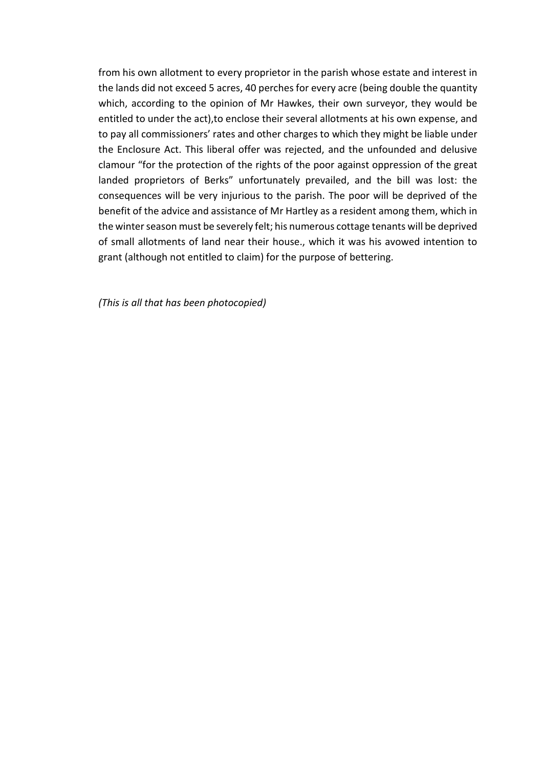from his own allotment to every proprietor in the parish whose estate and interest in the lands did not exceed 5 acres, 40 perches for every acre (being double the quantity which, according to the opinion of Mr Hawkes, their own surveyor, they would be entitled to under the act),to enclose their several allotments at his own expense, and to pay all commissioners' rates and other charges to which they might be liable under the Enclosure Act. This liberal offer was rejected, and the unfounded and delusive clamour "for the protection of the rights of the poor against oppression of the great landed proprietors of Berks" unfortunately prevailed, and the bill was lost: the consequences will be very injurious to the parish. The poor will be deprived of the benefit of the advice and assistance of Mr Hartley as a resident among them, which in the winter season must be severely felt; his numerous cottage tenants will be deprived of small allotments of land near their house., which it was his avowed intention to grant (although not entitled to claim) for the purpose of bettering.

*(This is all that has been photocopied)*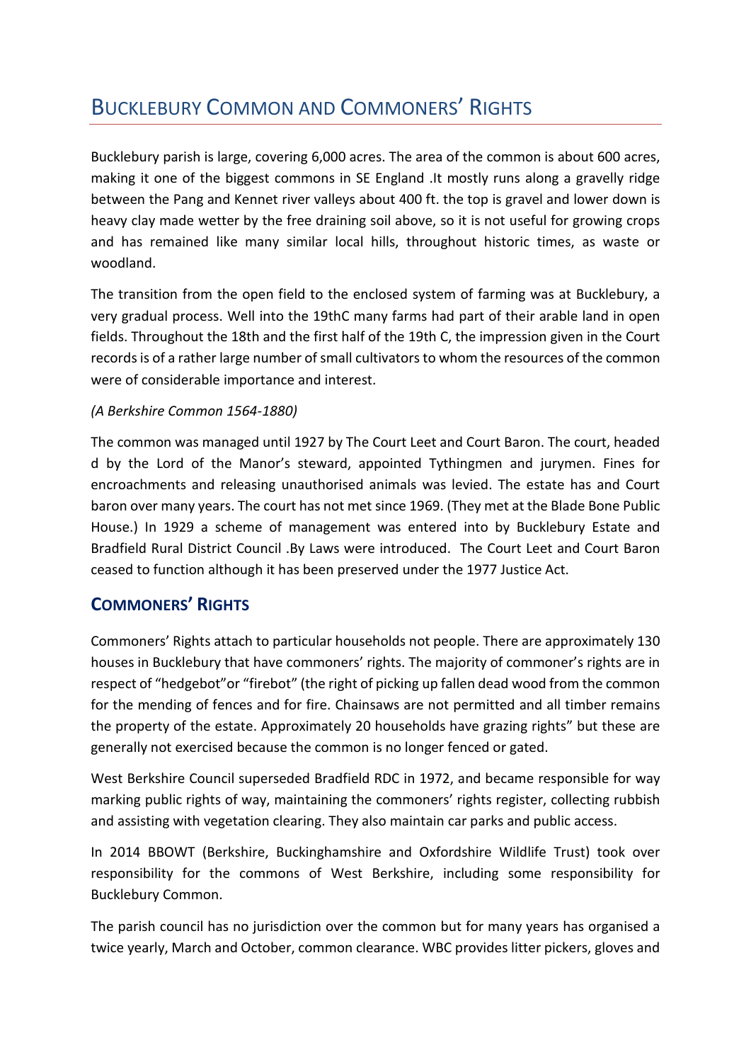# Bucklebury Common and Commoners' Rights

Bucklebury parish is large, covering 6,000 acres. The area of the common is about 600 acres, making it one of the biggest commons in SE England .It mostly runs along a gravelly ridge between the Pang and Kennet river valleys about 400 ft. the top is gravel and lower down is heavy clay made wetter by the free draining soil above, so it is not useful for growing crops and has remained like many similar local hills, throughout historic times, as waste or woodland.

The transition from the open field to the enclosed system of farming was at Bucklebury, a very gradual process. Well into the 19thC many farms had part of their arable land in open fields. Throughout the 18th and the first half of the 19th C, the impression given in the Court records is of a rather large number of small cultivators to whom the resources of the common were of considerable importance and interest.

*(A Berkshire Common 1564-1880)*

The common was managed until 1927 by The Court Leet and Court Baron. The court, headed d by the Lord of the Manor's steward, appointed Tythingmen and jurymen. Fines for encroachments and releasing unauthorised animals was levied. The estate has and Court baron over many years. The court has not met since 1969. (They met at the Blade Bone Public House.) In 1929 a scheme of management was entered into by Bucklebury Estate and Bradfield Rural District Council .By Laws were introduced. The Court Leet and Court Baron ceased to function although it has been preserved under the 1977 Justice Act.

## Commoners' Rights

Commoners' Rights attach to particular households not people. There are approximately 130 houses in Bucklebury that have commoners' rights. The majority of commoner's rights are in respect of "hedgebot"or "firebot" (the right of picking up fallen dead wood from the common for the mending of fences and for fire. Chainsaws are not permitted and all timber remains the property of the estate. Approximately 20 households have grazing rights" but these are generally not exercised because the common is no longer fenced or gated.

West Berkshire Council superseded Bradfield RDC in 1972, and became responsible for way marking public rights of way, maintaining the commoners' rights register, collecting rubbish and assisting with vegetation clearing. They also maintain car parks and public access.

In 2014 BBOWT (Berkshire, Buckinghamshire and Oxfordshire Wildlife Trust) took over responsibility for the commons of West Berkshire, including some responsibility for Bucklebury Common.

The parish council has no jurisdiction over the common but for many years has organised a twice yearly, March and October, common clearance. WBC provides litter pickers, gloves and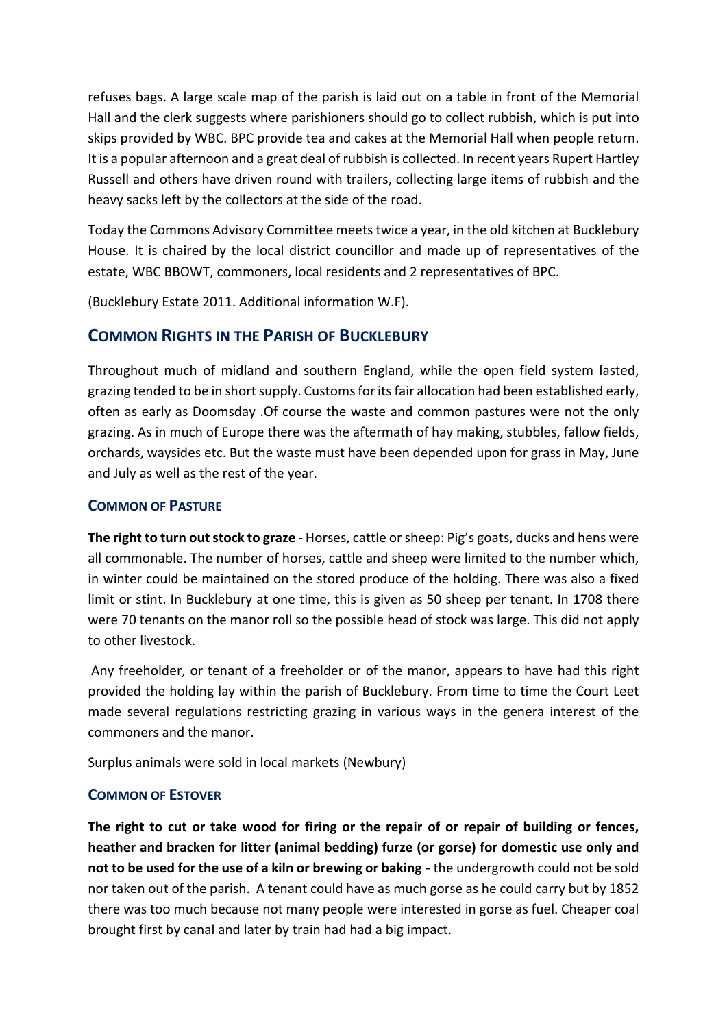refuses bags. A large scale map of the parish is laid out on a table in front of the Memorial Hall and the clerk suggests where parishioners should go to collect rubbish, which is put into skips provided by WBC. BPC provide tea and cakes at the Memorial Hall when people return. It is a popular afternoon and a great deal of rubbish is collected. In recent years Rupert Hartley Russell and others have driven round with trailers, collecting large items of rubbish and the heavy sacks left by the collectors at the side of the road.

Today the Commons Advisory Committee meets twice a year, in the old kitchen at Bucklebury House. It is chaired by the local district councillor and made up of representatives of the estate, WBC BBOWT, commoners, local residents and 2 representatives of BPC.

(Bucklebury Estate 2011. Additional information W.F).

## Common Rights in the Parish of Bucklebury

Throughout much of midland and southern England, while the open field system lasted, grazing tended to be in short supply. Customs for its fair allocation had been established early, often as early as Doomsday .Of course the waste and common pastures were not the only grazing. As in much of Europe there was the aftermath of hay making, stubbles, fallow fields, orchards, waysides etc. But the waste must have been depended upon for grass in May, June and July as well as the rest of the year.

### Common of Pasture

**The right to turn out stock to graze** - Horses, cattle or sheep: Pig's goats, ducks and hens were all commonable. The number of horses, cattle and sheep were limited to the number which, in winter could be maintained on the stored produce of the holding. There was also a fixed limit or stint. In Bucklebury at one time, this is given as 50 sheep per tenant. In 1708 there were 70 tenants on the manor roll so the possible head of stock was large. This did not apply to other livestock.

Any freeholder, or tenant of a freeholder or of the manor, appears to have had this right provided the holding lay within the parish of Bucklebury. From time to time the Court Leet made several regulations restricting grazing in various ways in the genera interest of the commoners and the manor.

Surplus animals were sold in local markets (Newbury)

### Common of Estover

**The right to cut or take wood for firing or the repair of or repair of building or fences, heather and bracken for litter (animal bedding) furze (or gorse) for domestic use only and not to be used for the use of a kiln or brewing or baking -** the undergrowth could not be sold nor taken out of the parish. A tenant could have as much gorse as he could carry but by 1852 there was too much because not many people were interested in gorse as fuel. Cheaper coal brought first by canal and later by train had had a big impact.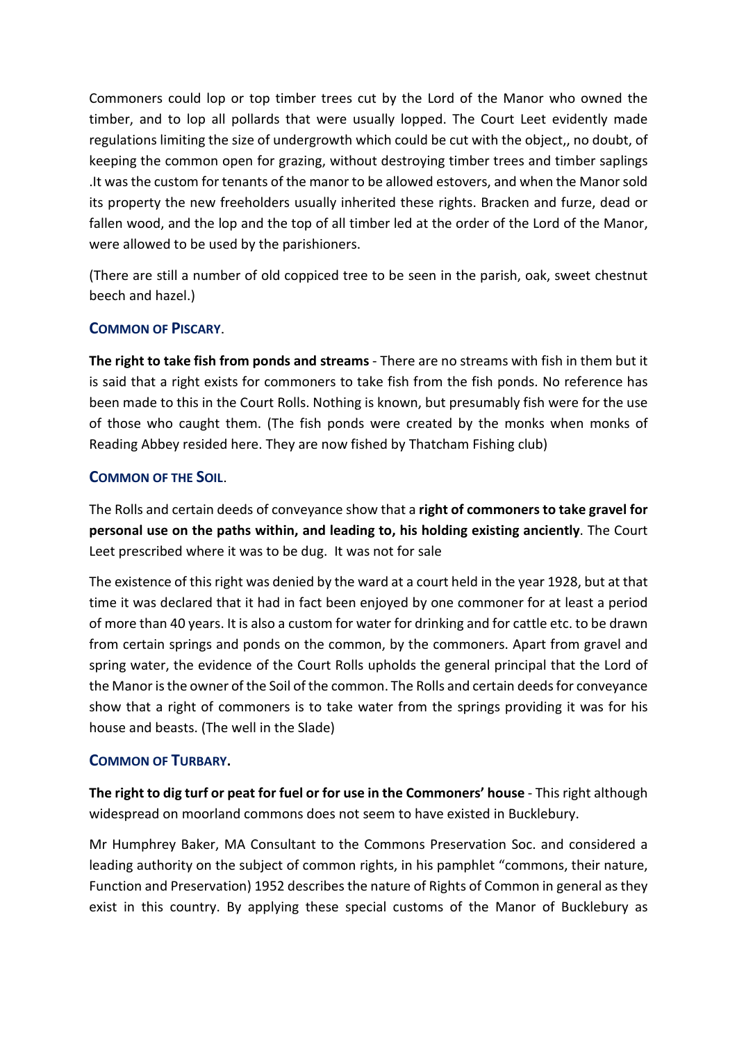Commoners could lop or top timber trees cut by the Lord of the Manor who owned the timber, and to lop all pollards that were usually lopped. The Court Leet evidently made regulations limiting the size of undergrowth which could be cut with the object,, no doubt, of keeping the common open for grazing, without destroying timber trees and timber saplings .It was the custom for tenants of the manor to be allowed estovers, and when the Manor sold its property the new freeholders usually inherited these rights. Bracken and furze, dead or fallen wood, and the lop and the top of all timber led at the order of the Lord of the Manor, were allowed to be used by the parishioners.

(There are still a number of old coppiced tree to be seen in the parish, oak, sweet chestnut beech and hazel.)

### COMMON OF PISCARY.

**The right to take fish from ponds and streams** - There are no streams with fish in them but it is said that a right exists for commoners to take fish from the fish ponds. No reference has been made to this in the Court Rolls. Nothing is known, but presumably fish were for the use of those who caught them. (The fish ponds were created by the monks when monks of Reading Abbey resided here. They are now fished by Thatcham Fishing club)

### COMMON OF THE SOIL.

The Rolls and certain deeds of conveyance show that a **right of commoners to take gravel for personal use on the paths within, and leading to, his holding existing anciently**. The Court Leet prescribed where it was to be dug. It was not for sale

The existence of this right was denied by the ward at a court held in the year 1928, but at that time it was declared that it had in fact been enjoyed by one commoner for at least a period of more than 40 years. It is also a custom for water for drinking and for cattle etc. to be drawn from certain springs and ponds on the common, by the commoners. Apart from gravel and spring water, the evidence of the Court Rolls upholds the general principal that the Lord of the Manor is the owner of the Soil of the common. The Rolls and certain deeds for conveyance show that a right of commoners is to take water from the springs providing it was for his house and beasts. (The well in the Slade)

### COMMON OF TURBARY.

**The right to dig turf or peat for fuel or for use in the Commoners' house** - This right although widespread on moorland commons does not seem to have existed in Bucklebury.

Mr Humphrey Baker, MA Consultant to the Commons Preservation Soc. and considered a leading authority on the subject of common rights, in his pamphlet "commons, their nature, Function and Preservation) 1952 describes the nature of Rights of Common in general as they exist in this country. By applying these special customs of the Manor of Bucklebury as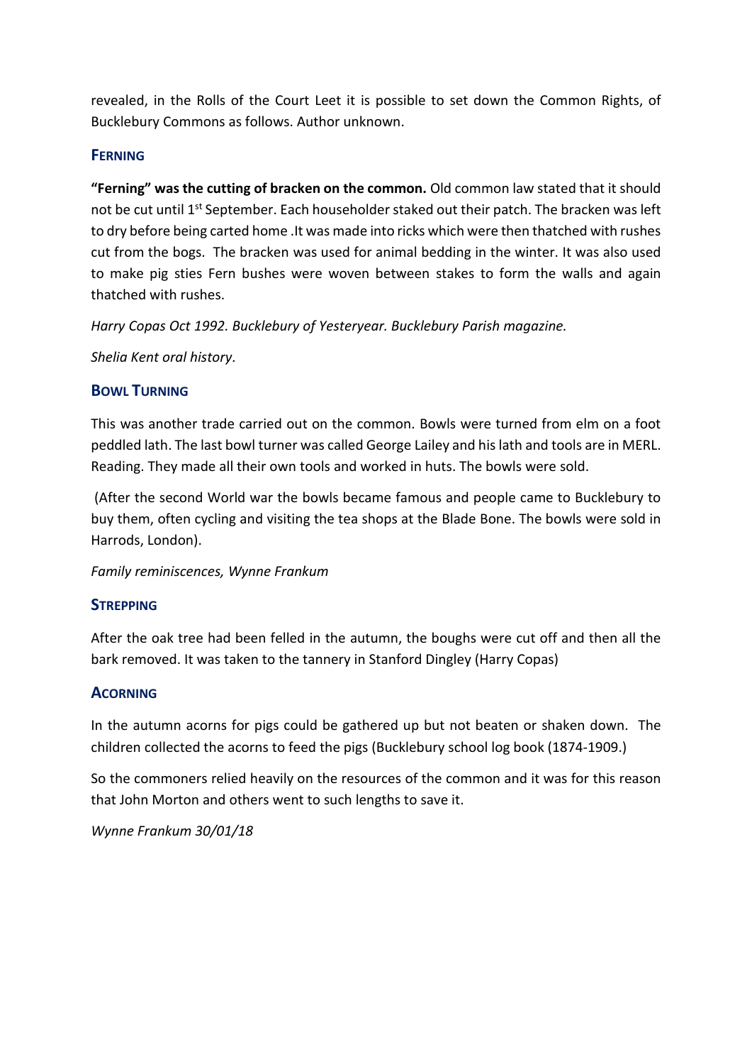revealed, in the Rolls of the Court Leet it is possible to set down the Common Rights, of Bucklebury Commons as follows. Author unknown.

## Ferning

**"Ferning" was the cutting of bracken on the common.** Old common law stated that it should not be cut until 1st September. Each householder staked out their patch. The bracken was left to dry before being carted home .It was made into ricks which were then thatched with rushes cut from the bogs. The bracken was used for animal bedding in the winter. It was also used to make pig sties Fern bushes were woven between stakes to form the walls and again thatched with rushes.

*Harry Copas Oct 1992. Bucklebury of Yesteryear. Bucklebury Parish magazine.*

*Shelia Kent oral history.*

## Bowl Turning

This was another trade carried out on the common. Bowls were turned from elm on a foot peddled lath. The last bowl turner was called George Lailey and his lath and tools are in MERL. Reading. They made all their own tools and worked in huts. The bowls were sold.

(After the second World war the bowls became famous and people came to Bucklebury to buy them, often cycling and visiting the tea shops at the Blade Bone. The bowls were sold in Harrods, London).

*Family reminiscences, Wynne Frankum*

## Strepping

After the oak tree had been felled in the autumn, the boughs were cut off and then all the bark removed. It was taken to the tannery in Stanford Dingley (Harry Copas)

## Acorning

In the autumn acorns for pigs could be gathered up but not beaten or shaken down. The children collected the acorns to feed the pigs (Bucklebury school log book (1874-1909.)

So the commoners relied heavily on the resources of the common and it was for this reason that John Morton and others went to such lengths to save it.

*Wynne Frankum 30/01/18*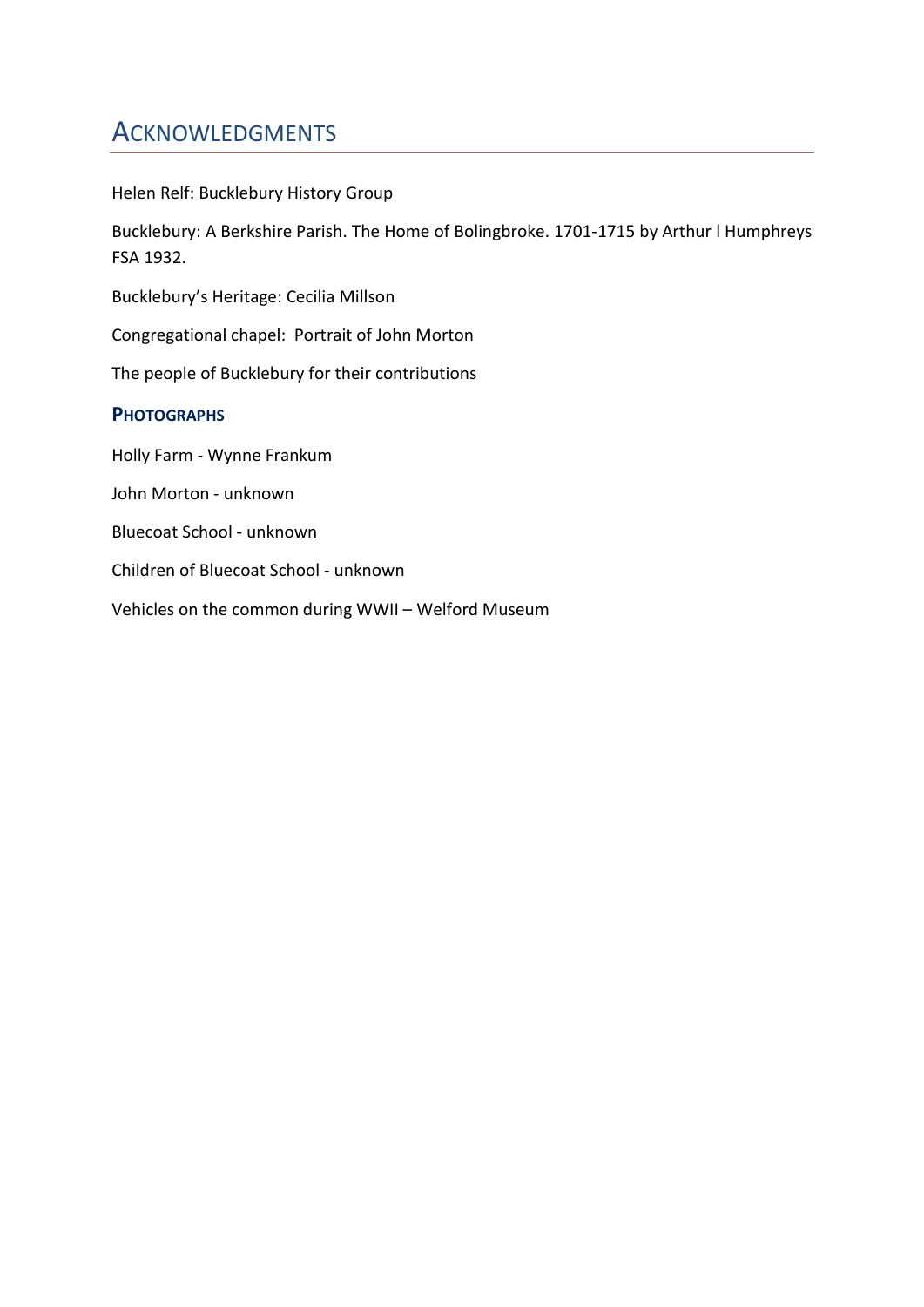## Acknowledgments

Helen Relf: Bucklebury History Group

Bucklebury: A Berkshire Parish. The Home of Bolingbroke. 1701-1715 by Arthur l Humphreys FSA 1932.

Bucklebury's Heritage: Cecilia Millson

Congregational chapel: Portrait of John Morton

The people of Bucklebury for their contributions

### Photographs

Holly Farm - Wynne Frankum

John Morton - unknown

Bluecoat School - unknown

Children of Bluecoat School - unknown

Vehicles on the common during WWII – Welford Museum